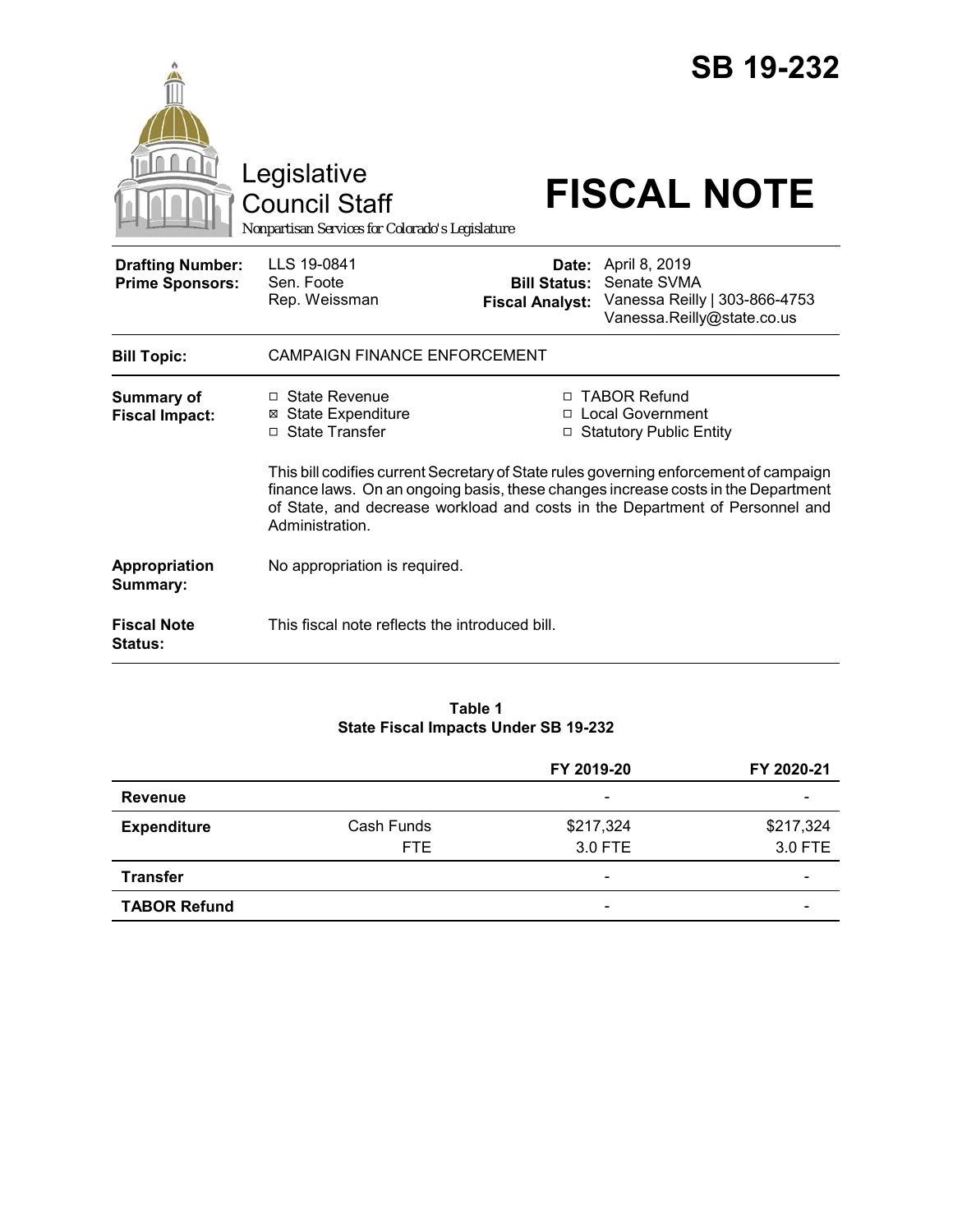# SB 19-232

Legislative Council Staff

*Nonpartisan Services for Colorado's Legislature*

# FISCAL NOTE

| | | | |
|---|---|---|---|
| **Drafting Number:** | LLS 19-0841 | **Date:** | April 8, 2019 |
| **Prime Sponsors:** | Sen. Foote<br>Rep. Weissman | **Bill Status:** | Senate SVMA |
| | | **Fiscal Analyst:** | Vanessa Reilly \| 303-866-4753<br>Vanessa.Reilly@state.co.us |

| | |
|---|---|
| **Bill Topic:** | CAMPAIGN FINANCE ENFORCEMENT |
| **Summary of Fiscal Impact:** | ☐ State Revenue ☒ State Expenditure ☐ State Transfer ☐ TABOR Refund ☐ Local Government ☐ Statutory Public Entity<br><br>This bill codifies current Secretary of State rules governing enforcement of campaign finance laws. On an ongoing basis, these changes increase costs in the Department of State, and decrease workload and costs in the Department of Personnel and Administration. |
| **Appropriation Summary:** | No appropriation is required. |
| **Fiscal Note Status:** | This fiscal note reflects the introduced bill. |

**Table 1**
**State Fiscal Impacts Under SB 19-232**

| | | FY 2019-20 | FY 2020-21 |
|---|---|---|---|
| **Revenue** | | - | - |
| **Expenditure** | Cash Funds | $217,324 | $217,324 |
| | FTE | 3.0 FTE | 3.0 FTE |
| **Transfer** | | - | - |
| **TABOR Refund** | | - | - |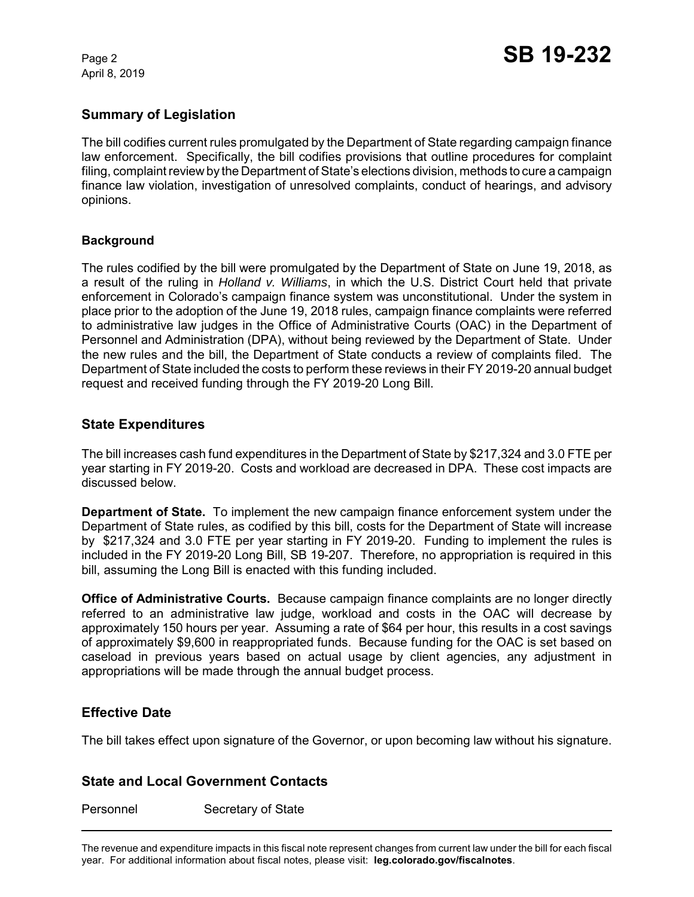## Summary of Legislation

The bill codifies current rules promulgated by the Department of State regarding campaign finance law enforcement. Specifically, the bill codifies provisions that outline procedures for complaint filing, complaint review by the Department of State's elections division, methods to cure a campaign finance law violation, investigation of unresolved complaints, conduct of hearings, and advisory opinions.

### Background

The rules codified by the bill were promulgated by the Department of State on June 19, 2018, as a result of the ruling in *Holland v. Williams*, in which the U.S. District Court held that private enforcement in Colorado's campaign finance system was unconstitutional. Under the system in place prior to the adoption of the June 19, 2018 rules, campaign finance complaints were referred to administrative law judges in the Office of Administrative Courts (OAC) in the Department of Personnel and Administration (DPA), without being reviewed by the Department of State. Under the new rules and the bill, the Department of State conducts a review of complaints filed. The Department of State included the costs to perform these reviews in their FY 2019-20 annual budget request and received funding through the FY 2019-20 Long Bill.

## State Expenditures

The bill increases cash fund expenditures in the Department of State by $217,324 and 3.0 FTE per year starting in FY 2019-20. Costs and workload are decreased in DPA. These cost impacts are discussed below.

**Department of State.** To implement the new campaign finance enforcement system under the Department of State rules, as codified by this bill, costs for the Department of State will increase by $217,324 and 3.0 FTE per year starting in FY 2019-20. Funding to implement the rules is included in the FY 2019-20 Long Bill, SB 19-207. Therefore, no appropriation is required in this bill, assuming the Long Bill is enacted with this funding included.

**Office of Administrative Courts.** Because campaign finance complaints are no longer directly referred to an administrative law judge, workload and costs in the OAC will decrease by approximately 150 hours per year. Assuming a rate of $64 per hour, this results in a cost savings of approximately $9,600 in reappropriated funds. Because funding for the OAC is set based on caseload in previous years based on actual usage by client agencies, any adjustment in appropriations will be made through the annual budget process.

## Effective Date

The bill takes effect upon signature of the Governor, or upon becoming law without his signature.

## State and Local Government Contacts

Personnel    Secretary of State

The revenue and expenditure impacts in this fiscal note represent changes from current law under the bill for each fiscal year. For additional information about fiscal notes, please visit: **leg.colorado.gov/fiscalnotes**.